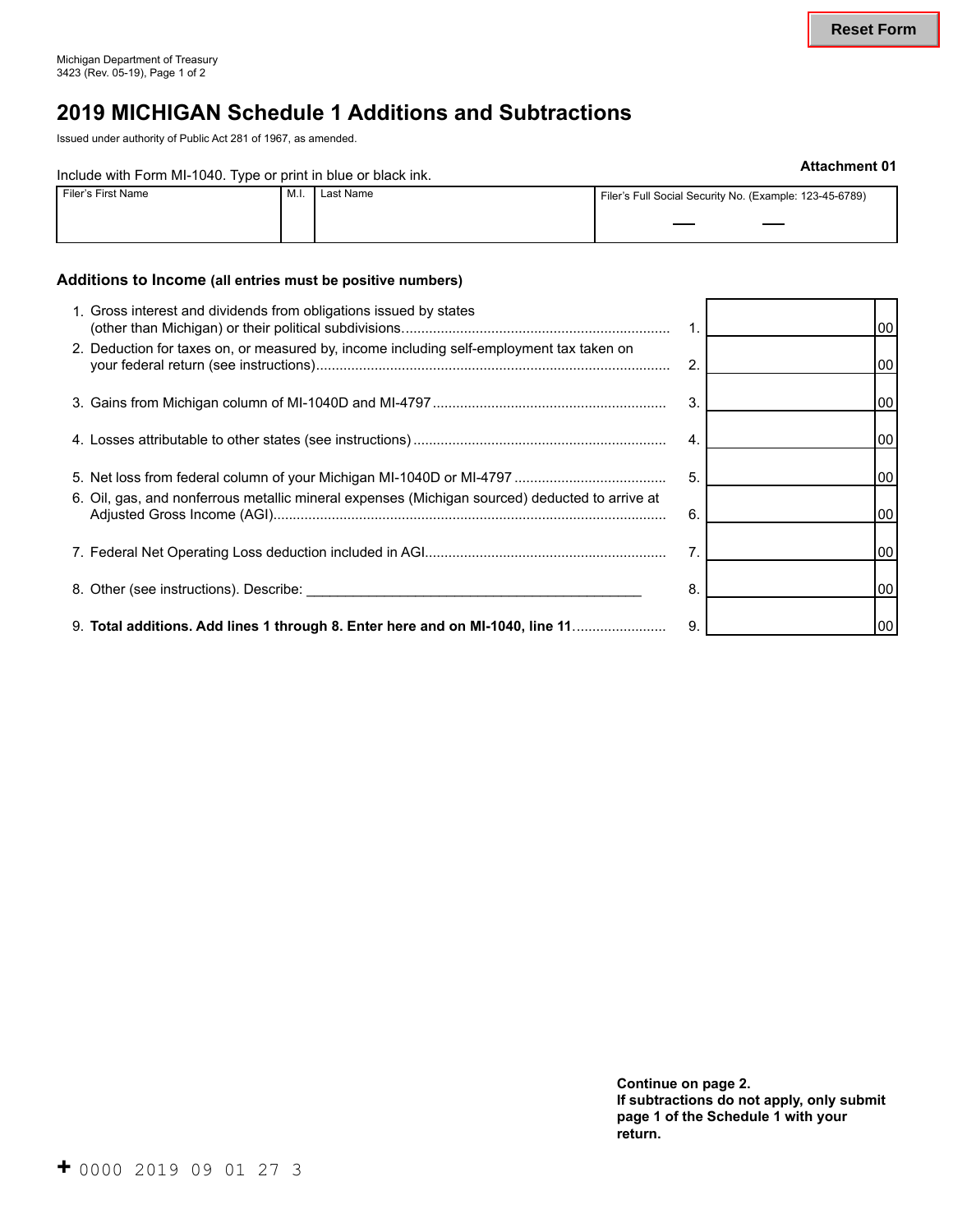Michigan Department of Treasury
3423 (Rev. 05-19), Page 1 of 2

# 2019 MICHIGAN Schedule 1 Additions and Subtractions

Issued under authority of Public Act 281 of 1967, as amended.

**Attachment 01**

Include with Form MI-1040. Type or print in blue or black ink.

| Filer's First Name | M.I. | Last Name | Filer's Full Social Security No. (Example: 123-45-6789) |
|---|---|---|---|
| | | | — — |

## Additions to Income (all entries must be positive numbers)

| | | | |
|---|---|---|---|
| 1. Gross interest and dividends from obligations issued by states (other than Michigan) or their political subdivisions | 1. | | 00 |
| 2. Deduction for taxes on, or measured by, income including self-employment tax taken on your federal return (see instructions) | 2. | | 00 |
| 3. Gains from Michigan column of MI-1040D and MI-4797 | 3. | | 00 |
| 4. Losses attributable to other states (see instructions) | 4. | | 00 |
| 5. Net loss from federal column of your Michigan MI-1040D or MI-4797 | 5. | | 00 |
| 6. Oil, gas, and nonferrous metallic mineral expenses (Michigan sourced) deducted to arrive at Adjusted Gross Income (AGI) | 6. | | 00 |
| 7. Federal Net Operating Loss deduction included in AGI | 7. | | 00 |
| 8. Other (see instructions). Describe: ______________________________ | 8. | | 00 |
| 9. **Total additions. Add lines 1 through 8. Enter here and on MI-1040, line 11** | 9. | | 00 |

**Continue on page 2.**
**If subtractions do not apply, only submit page 1 of the Schedule 1 with your return.**

+ 0000 2019 09 01 27 3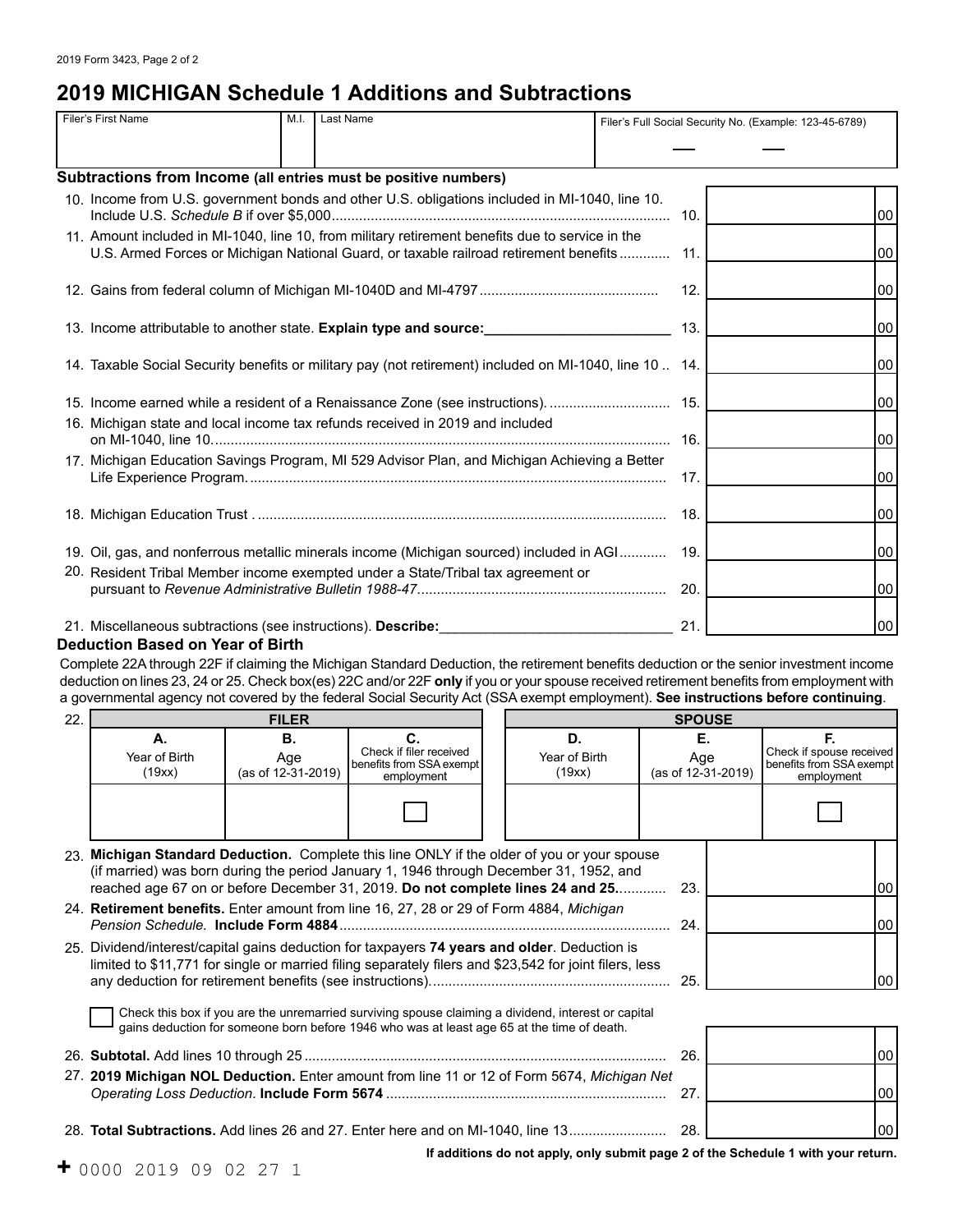# 2019 MICHIGAN Schedule 1 Additions and Subtractions

| Filer's First Name | M.I. | Last Name | Filer's Full Social Security No. (Example: 123-45-6789) |
|---|---|---|---|
| | | | |

## Subtractions from Income (all entries must be positive numbers)

| | | |
|---|---|---|
| 10. Income from U.S. government bonds and other U.S. obligations included in MI-1040, line 10. Include U.S. *Schedule B* if over $5,000 | 10. | 00 |
| 11. Amount included in MI-1040, line 10, from military retirement benefits due to service in the U.S. Armed Forces or Michigan National Guard, or taxable railroad retirement benefits | 11. | 00 |
| 12. Gains from federal column of Michigan MI-1040D and MI-4797 | 12. | 00 |
| 13. Income attributable to another state. **Explain type and source:**________________________ | 13. | 00 |
| 14. Taxable Social Security benefits or military pay (not retirement) included on MI-1040, line 10 | 14. | 00 |
| 15. Income earned while a resident of a Renaissance Zone (see instructions). | 15. | 00 |
| 16. Michigan state and local income tax refunds received in 2019 and included on MI-1040, line 10. | 16. | 00 |
| 17. Michigan Education Savings Program, MI 529 Advisor Plan, and Michigan Achieving a Better Life Experience Program. | 17. | 00 |
| 18. Michigan Education Trust | 18. | 00 |
| 19. Oil, gas, and nonferrous metallic minerals income (Michigan sourced) included in AGI | 19. | 00 |
| 20. Resident Tribal Member income exempted under a State/Tribal tax agreement or pursuant to *Revenue Administrative Bulletin 1988-47* | 20. | 00 |
| 21. Miscellaneous subtractions (see instructions). **Describe:**______________________________ | 21. | 00 |

### Deduction Based on Year of Birth

Complete 22A through 22F if claiming the Michigan Standard Deduction, the retirement benefits deduction or the senior investment income deduction on lines 23, 24 or 25. Check box(es) 22C and/or 22F **only** if you or your spouse received retirement benefits from employment with a governmental agency not covered by the federal Social Security Act (SSA exempt employment). **See instructions before continuing**.

| 22. | FILER | | | SPOUSE | | |
|---|---|---|---|---|---|---|
| | **A.** Year of Birth (19xx) | **B.** Age (as of 12-31-2019) | **C.** Check if filer received benefits from SSA exempt employment | **D.** Year of Birth (19xx) | **E.** Age (as of 12-31-2019) | **F.** Check if spouse received benefits from SSA exempt employment |
| | | | ☐ | | | ☐ |

| | | |
|---|---|---|
| 23. **Michigan Standard Deduction.** Complete this line ONLY if the older of you or your spouse (if married) was born during the period January 1, 1946 through December 31, 1952, and reached age 67 on or before December 31, 2019. **Do not complete lines 24 and 25.** | 23. | 00 |
| 24. **Retirement benefits.** Enter amount from line 16, 27, 28 or 29 of Form 4884, *Michigan Pension Schedule.* **Include Form 4884** | 24. | 00 |
| 25. Dividend/interest/capital gains deduction for taxpayers **74 years and older**. Deduction is limited to $11,771 for single or married filing separately filers and $23,542 for joint filers, less any deduction for retirement benefits (see instructions). | 25. | 00 |

☐ Check this box if you are the unremarried surviving spouse claiming a dividend, interest or capital gains deduction for someone born before 1946 who was at least age 65 at the time of death.

| | | |
|---|---|---|
| 26. **Subtotal.** Add lines 10 through 25 | 26. | 00 |
| 27. **2019 Michigan NOL Deduction.** Enter amount from line 11 or 12 of Form 5674, *Michigan Net Operating Loss Deduction.* **Include Form 5674** | 27. | 00 |
| 28. **Total Subtractions.** Add lines 26 and 27. Enter here and on MI-1040, line 13 | 28. | 00 |

**If additions do not apply, only submit page 2 of the Schedule 1 with your return.**

+ 0000 2019 09 02 27 1